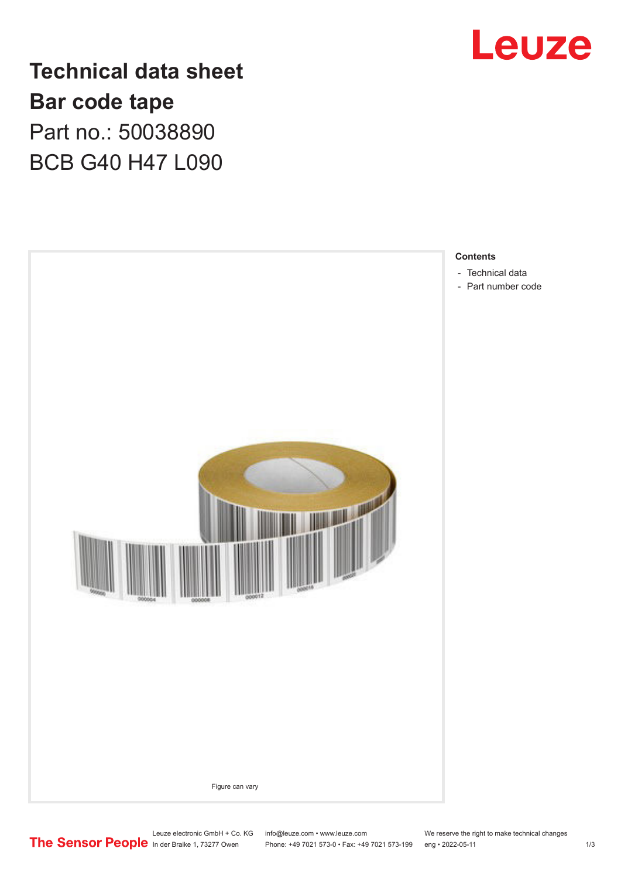# Technical data sheet

## Bar code tape

Part no.: 50038890

BCB G40 H47 L090

Figure can vary

**Contents**

- Technical data
- Part number code

Leuze electronic GmbH + Co. KG
In der Braike 1, 73277 Owen

info@leuze.com • www.leuze.com
Phone: +49 7021 573-0 • Fax: +49 7021 573-199

We reserve the right to make technical changes
eng • 2022-05-11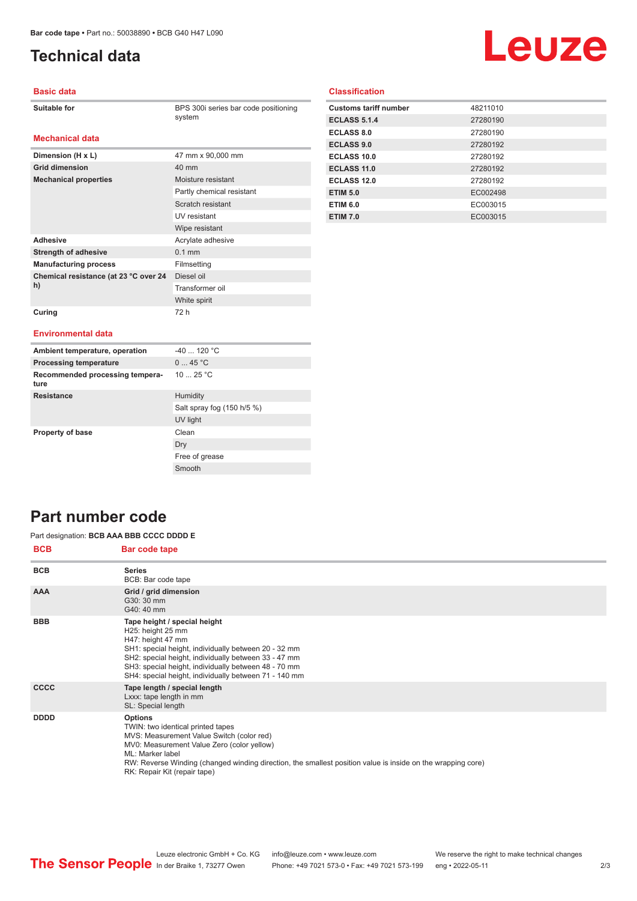# Technical data

## Basic data

| | |
|---|---|
| Suitable for | BPS 300i series bar code positioning system |

## Mechanical data

| | |
|---|---|
| Dimension (H x L) | 47 mm x 90,000 mm |
| Grid dimension | 40 mm |
| Mechanical properties | Moisture resistant |
| | Partly chemical resistant |
| | Scratch resistant |
| | UV resistant |
| | Wipe resistant |
| Adhesive | Acrylate adhesive |
| Strength of adhesive | 0.1 mm |
| Manufacturing process | Filmsetting |
| Chemical resistance (at 23 °C over 24 h) | Diesel oil |
| | Transformer oil |
| | White spirit |
| Curing | 72 h |

## Environmental data

| | |
|---|---|
| Ambient temperature, operation | -40 ... 120 °C |
| Processing temperature | 0 ... 45 °C |
| Recommended processing temperature | 10 ... 25 °C |
| Resistance | Humidity |
| | Salt spray fog (150 h/5 %) |
| | UV light |
| Property of base | Clean |
| | Dry |
| | Free of grease |
| | Smooth |

## Classification

| | |
|---|---|
| Customs tariff number | 48211010 |
| ECLASS 5.1.4 | 27280190 |
| ECLASS 8.0 | 27280190 |
| ECLASS 9.0 | 27280192 |
| ECLASS 10.0 | 27280192 |
| ECLASS 11.0 | 27280192 |
| ECLASS 12.0 | 27280192 |
| ETIM 5.0 | EC002498 |
| ETIM 6.0 | EC003015 |
| ETIM 7.0 | EC003015 |

# Part number code

Part designation: **BCB AAA BBB CCCC DDDD E**

| BCB | Bar code tape |
|---|---|
| BCB | **Series**<br>BCB: Bar code tape |
| AAA | **Grid / grid dimension**<br>G30: 30 mm<br>G40: 40 mm |
| BBB | **Tape height / special height**<br>H25: height 25 mm<br>H47: height 47 mm<br>SH1: special height, individually between 20 - 32 mm<br>SH2: special height, individually between 33 - 47 mm<br>SH3: special height, individually between 48 - 70 mm<br>SH4: special height, individually between 71 - 140 mm |
| CCCC | **Tape length / special length**<br>Lxxx: tape length in mm<br>SL: Special length |
| DDDD | **Options**<br>TWIN: two identical printed tapes<br>MVS: Measurement Value Switch (color red)<br>MV0: Measurement Value Zero (color yellow)<br>ML: Marker label<br>RW: Reverse Winding (changed winding direction, the smallest position value is inside on the wrapping core)<br>RK: Repair Kit (repair tape) |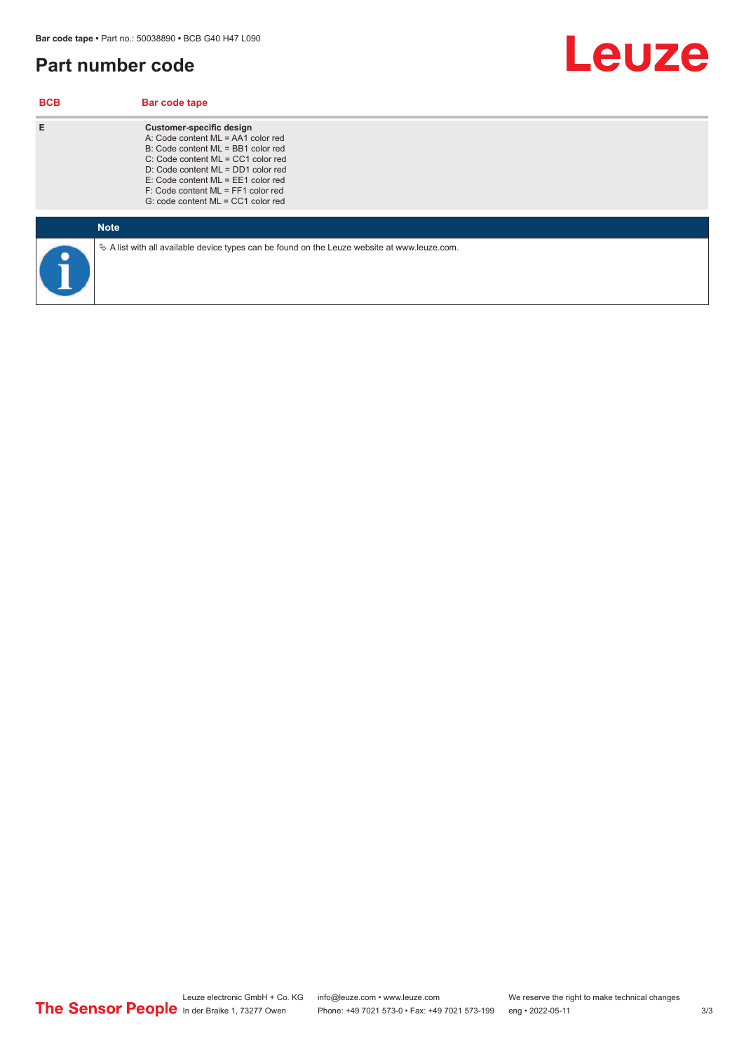# Part number code

| | |
|---|---|
| **BCB** | **Bar code tape** |
| **E** | **Customer-specific design**<br>A: Code content ML = AA1 color red<br>B: Code content ML = BB1 color red<br>C: Code content ML = CC1 color red<br>D: Code content ML = DD1 color red<br>E: Code content ML = EE1 color red<br>F: Code content ML = FF1 color red<br>G: code content ML = CC1 color red |

**Note**

↳ A list with all available device types can be found on the Leuze website at www.leuze.com.